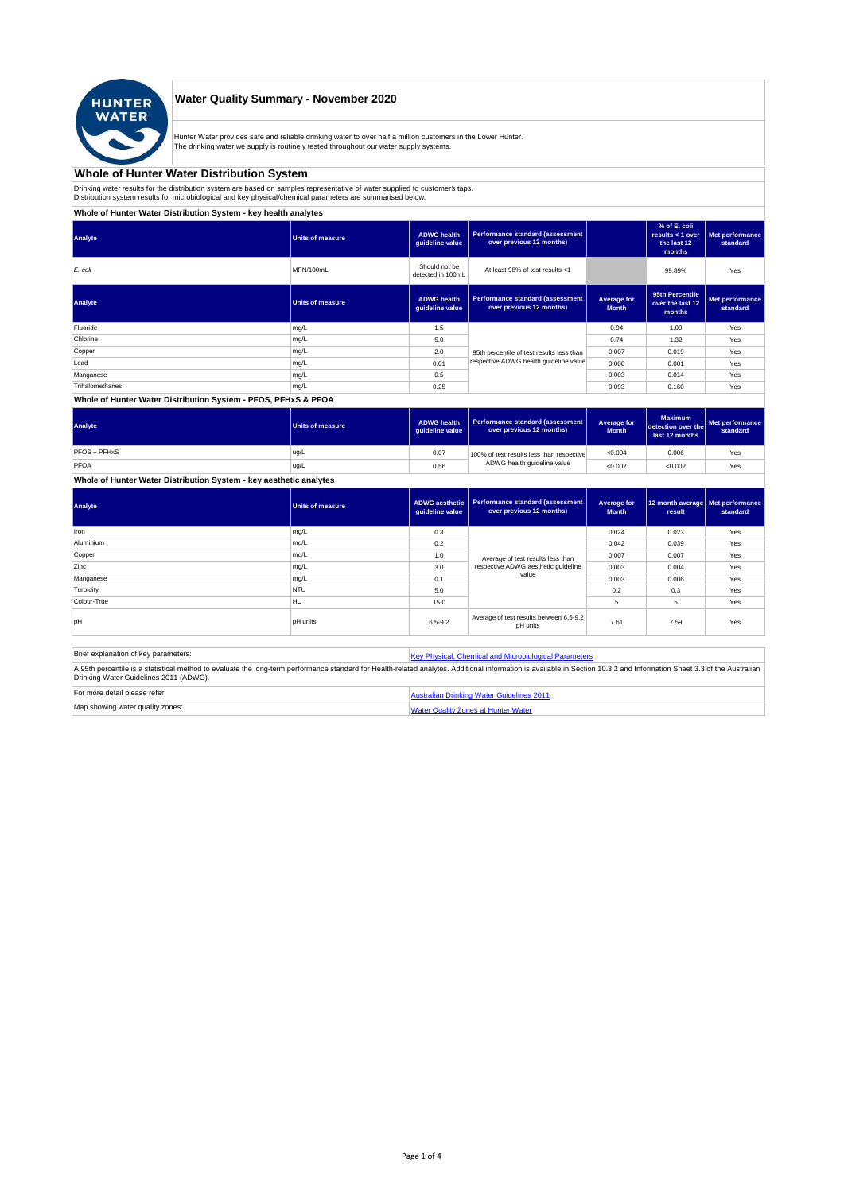# Water Quality Summary - November 2020

Hunter Water provides safe and reliable drinking water to over half a million customers in the Lower Hunter.
The drinking water we supply is routinely tested throughout our water supply systems.

## Whole of Hunter Water Distribution System

Drinking water results for the distribution system are based on samples representative of water supplied to customer's taps.
Distribution system results for microbiological and key physical/chemical parameters are summarised below.

### Whole of Hunter Water Distribution System - key health analytes

| Analyte | Units of measure | ADWG health guideline value | Performance standard (assessment over previous 12 months) | | % of E. coli results < 1 over the last 12 months | Met performance standard |
|---|---|---|---|---|---|---|
| *E. coli* | MPN/100mL | Should not be detected in 100mL | At least 98% of test results <1 | | 99.89% | Yes |

| Analyte | Units of measure | ADWG health guideline value | Performance standard (assessment over previous 12 months) | Average for Month | 95th Percentile over the last 12 months | Met performance standard |
|---|---|---|---|---|---|---|
| Fluoride | mg/L | 1.5 | 95th percentile of test results less than respective ADWG health guideline value | 0.94 | 1.09 | Yes |
| Chlorine | mg/L | 5.0 | | 0.74 | 1.32 | Yes |
| Copper | mg/L | 2.0 | | 0.007 | 0.019 | Yes |
| Lead | mg/L | 0.01 | | 0.000 | 0.001 | Yes |
| Manganese | mg/L | 0.5 | | 0.003 | 0.014 | Yes |
| Trihalomethanes | mg/L | 0.25 | | 0.093 | 0.160 | Yes |

### Whole of Hunter Water Distribution System - PFOS, PFHxS & PFOA

| Analyte | Units of measure | ADWG health guideline value | Performance standard (assessment over previous 12 months) | Average for Month | Maximum detection over the last 12 months | Met performance standard |
|---|---|---|---|---|---|---|
| PFOS + PFHxS | ug/L | 0.07 | 100% of test results less than respective ADWG health guideline value | <0.004 | 0.006 | Yes |
| PFOA | ug/L | 0.56 | | <0.002 | <0.002 | Yes |

### Whole of Hunter Water Distribution System - key aesthetic analytes

| Analyte | Units of measure | ADWG aesthetic guideline value | Performance standard (assessment over previous 12 months) | Average for Month | 12 month average result | Met performance standard |
|---|---|---|---|---|---|---|
| Iron | mg/L | 0.3 | Average of test results less than respective ADWG aesthetic guideline value | 0.024 | 0.023 | Yes |
| Aluminium | mg/L | 0.2 | | 0.042 | 0.039 | Yes |
| Copper | mg/L | 1.0 | | 0.007 | 0.007 | Yes |
| Zinc | mg/L | 3.0 | | 0.003 | 0.004 | Yes |
| Manganese | mg/L | 0.1 | | 0.003 | 0.006 | Yes |
| Turbidity | NTU | 5.0 | | 0.2 | 0.3 | Yes |
| Colour-True | HU | 15.0 | | 5 | 5 | Yes |
| pH | pH units | 6.5-9.2 | Average of test results between 6.5-9.2 pH units | 7.61 | 7.59 | Yes |

| | |
|---|---|
| Brief explanation of key parameters: | [Key Physical, Chemical and Microbiological Parameters]() |
| A 95th percentile is a statistical method to evaluate the long-term performance standard for Health-related analytes. Additional information is available in Section 10.3.2 and Information Sheet 3.3 of the Australian Drinking Water Guidelines 2011 (ADWG). | |
| For more detail please refer: | [Australian Drinking Water Guidelines 2011]() |
| Map showing water quality zones: | [Water Quality Zones at Hunter Water]() |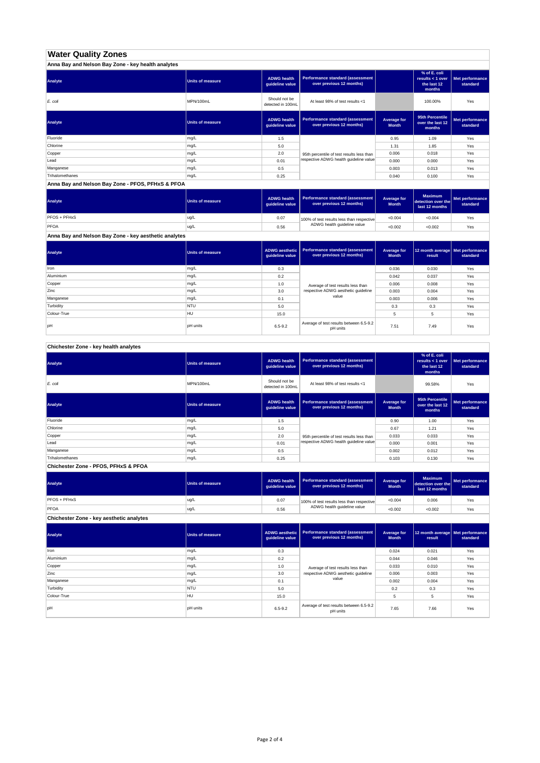# Water Quality Zones

## Anna Bay and Nelson Bay Zone - key health analytes

| Analyte | Units of measure | ADWG health guideline value | Performance standard (assessment over previous 12 months) | | % of E. coli results < 1 over the last 12 months | Met performance standard |
|---|---|---|---|---|---|---|
| *E. coli* | MPN/100mL | Should not be detected in 100mL | At least 98% of test results <1 | | 100.00% | Yes |

| Analyte | Units of measure | ADWG health guideline value | Performance standard (assessment over previous 12 months) | Average for Month | 95th Percentile over the last 12 months | Met performance standard |
|---|---|---|---|---|---|---|
| Fluoride | mg/L | 1.5 | 95th percentile of test results less than respective ADWG health guideline value | 0.95 | 1.09 | Yes |
| Chlorine | mg/L | 5.0 | | 1.31 | 1.85 | Yes |
| Copper | mg/L | 2.0 | | 0.006 | 0.018 | Yes |
| Lead | mg/L | 0.01 | | 0.000 | 0.000 | Yes |
| Manganese | mg/L | 0.5 | | 0.003 | 0.013 | Yes |
| Trihalomethanes | mg/L | 0.25 | | 0.040 | 0.100 | Yes |

## Anna Bay and Nelson Bay Zone - PFOS, PFHxS & PFOA

| Analyte | Units of measure | ADWG health guideline value | Performance standard (assessment over previous 12 months) | Average for Month | Maximum detection over the last 12 months | Met performance standard |
|---|---|---|---|---|---|---|
| PFOS + PFHxS | ug/L | 0.07 | 100% of test results less than respective ADWG health guideline value | <0.004 | <0.004 | Yes |
| PFOA | ug/L | 0.56 | | <0.002 | <0.002 | Yes |

## Anna Bay and Nelson Bay Zone - key aesthetic analytes

| Analyte | Units of measure | ADWG aesthetic guideline value | Performance standard (assessment over previous 12 months) | Average for Month | 12 month average result | Met performance standard |
|---|---|---|---|---|---|---|
| Iron | mg/L | 0.3 | Average of test results less than respective ADWG aesthetic guideline value | 0.036 | 0.030 | Yes |
| Aluminium | mg/L | 0.2 | | 0.042 | 0.037 | Yes |
| Copper | mg/L | 1.0 | | 0.006 | 0.008 | Yes |
| Zinc | mg/L | 3.0 | | 0.003 | 0.004 | Yes |
| Manganese | mg/L | 0.1 | | 0.003 | 0.006 | Yes |
| Turbidity | NTU | 5.0 | | 0.3 | 0.3 | Yes |
| Colour-True | HU | 15.0 | | 5 | 5 | Yes |
| pH | pH units | 6.5-9.2 | Average of test results between 6.5-9.2 pH units | 7.51 | 7.49 | Yes |

## Chichester Zone - key health analytes

| Analyte | Units of measure | ADWG health guideline value | Performance standard (assessment over previous 12 months) | | % of E. coli results < 1 over the last 12 months | Met performance standard |
|---|---|---|---|---|---|---|
| *E. coli* | MPN/100mL | Should not be detected in 100mL | At least 98% of test results <1 | | 99.58% | Yes |

| Analyte | Units of measure | ADWG health guideline value | Performance standard (assessment over previous 12 months) | Average for Month | 95th Percentile over the last 12 months | Met performance standard |
|---|---|---|---|---|---|---|
| Fluoride | mg/L | 1.5 | 95th percentile of test results less than respective ADWG health guideline value | 0.90 | 1.00 | Yes |
| Chlorine | mg/L | 5.0 | | 0.67 | 1.21 | Yes |
| Copper | mg/L | 2.0 | | 0.033 | 0.033 | Yes |
| Lead | mg/L | 0.01 | | 0.000 | 0.001 | Yes |
| Manganese | mg/L | 0.5 | | 0.002 | 0.012 | Yes |
| Trihalomethanes | mg/L | 0.25 | | 0.103 | 0.130 | Yes |

## Chichester Zone - PFOS, PFHxS & PFOA

| Analyte | Units of measure | ADWG health guideline value | Performance standard (assessment over previous 12 months) | Average for Month | Maximum detection over the last 12 months | Met performance standard |
|---|---|---|---|---|---|---|
| PFOS + PFHxS | ug/L | 0.07 | 100% of test results less than respective ADWG health guideline value | <0.004 | 0.006 | Yes |
| PFOA | ug/L | 0.56 | | <0.002 | <0.002 | Yes |

## Chichester Zone - key aesthetic analytes

| Analyte | Units of measure | ADWG aesthetic guideline value | Performance standard (assessment over previous 12 months) | Average for Month | 12 month average result | Met performance standard |
|---|---|---|---|---|---|---|
| Iron | mg/L | 0.3 | Average of test results less than respective ADWG aesthetic guideline value | 0.024 | 0.021 | Yes |
| Aluminium | mg/L | 0.2 | | 0.044 | 0.046 | Yes |
| Copper | mg/L | 1.0 | | 0.033 | 0.010 | Yes |
| Zinc | mg/L | 3.0 | | 0.006 | 0.003 | Yes |
| Manganese | mg/L | 0.1 | | 0.002 | 0.004 | Yes |
| Turbidity | NTU | 5.0 | | 0.2 | 0.3 | Yes |
| Colour-True | HU | 15.0 | | 5 | 5 | Yes |
| pH | pH units | 6.5-9.2 | Average of test results between 6.5-9.2 pH units | 7.65 | 7.66 | Yes |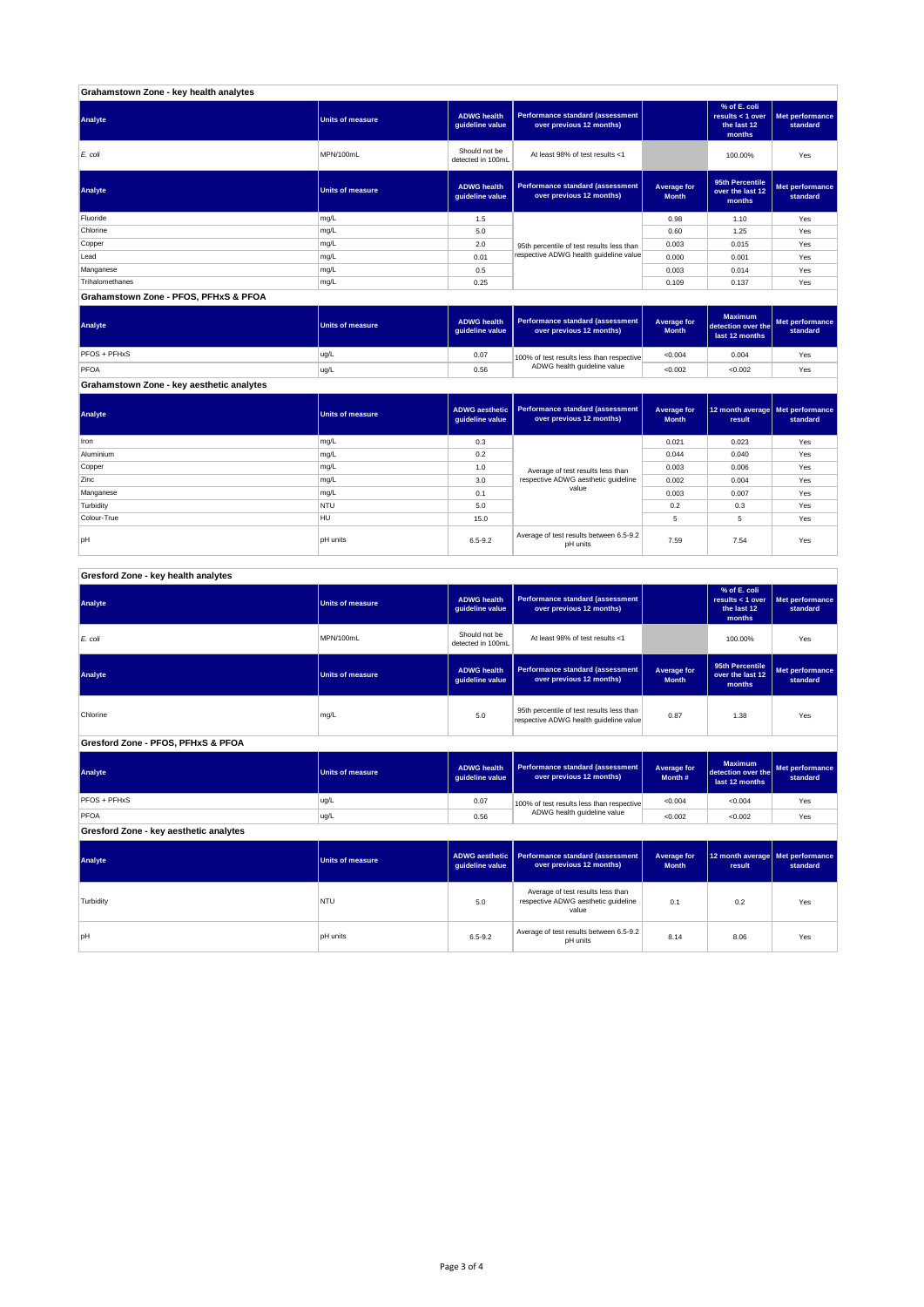## Grahamstown Zone - key health analytes

| Analyte | Units of measure | ADWG health guideline value | Performance standard (assessment over previous 12 months) | | % of E. coli results < 1 over the last 12 months | Met performance standard |
|---|---|---|---|---|---|---|
| *E. coli* | MPN/100mL | Should not be detected in 100mL | At least 98% of test results <1 | | 100.00% | Yes |

| Analyte | Units of measure | ADWG health guideline value | Performance standard (assessment over previous 12 months) | Average for Month | 95th Percentile over the last 12 months | Met performance standard |
|---|---|---|---|---|---|---|
| Fluoride | mg/L | 1.5 | 95th percentile of test results less than respective ADWG health guideline value | 0.98 | 1.10 | Yes |
| Chlorine | mg/L | 5.0 | | 0.60 | 1.25 | Yes |
| Copper | mg/L | 2.0 | | 0.003 | 0.015 | Yes |
| Lead | mg/L | 0.01 | | 0.000 | 0.001 | Yes |
| Manganese | mg/L | 0.5 | | 0.003 | 0.014 | Yes |
| Trihalomethanes | mg/L | 0.25 | | 0.109 | 0.137 | Yes |

## Grahamstown Zone - PFOS, PFHxS & PFOA

| Analyte | Units of measure | ADWG health guideline value | Performance standard (assessment over previous 12 months) | Average for Month | Maximum detection over the last 12 months | Met performance standard |
|---|---|---|---|---|---|---|
| PFOS + PFHxS | ug/L | 0.07 | 100% of test results less than respective ADWG health guideline value | <0.004 | 0.004 | Yes |
| PFOA | ug/L | 0.56 | | <0.002 | <0.002 | Yes |

## Grahamstown Zone - key aesthetic analytes

| Analyte | Units of measure | ADWG aesthetic guideline value | Performance standard (assessment over previous 12 months) | Average for Month | 12 month average result | Met performance standard |
|---|---|---|---|---|---|---|
| Iron | mg/L | 0.3 | Average of test results less than respective ADWG aesthetic guideline value | 0.021 | 0.023 | Yes |
| Aluminium | mg/L | 0.2 | | 0.044 | 0.040 | Yes |
| Copper | mg/L | 1.0 | | 0.003 | 0.006 | Yes |
| Zinc | mg/L | 3.0 | | 0.002 | 0.004 | Yes |
| Manganese | mg/L | 0.1 | | 0.003 | 0.007 | Yes |
| Turbidity | NTU | 5.0 | | 0.2 | 0.3 | Yes |
| Colour-True | HU | 15.0 | | 5 | 5 | Yes |
| pH | pH units | 6.5-9.2 | Average of test results between 6.5-9.2 pH units | 7.59 | 7.54 | Yes |

## Gresford Zone - key health analytes

| Analyte | Units of measure | ADWG health guideline value | Performance standard (assessment over previous 12 months) | | % of E. coli results < 1 over the last 12 months | Met performance standard |
|---|---|---|---|---|---|---|
| *E. coli* | MPN/100mL | Should not be detected in 100mL | At least 98% of test results <1 | | 100.00% | Yes |

| Analyte | Units of measure | ADWG health guideline value | Performance standard (assessment over previous 12 months) | Average for Month | 95th Percentile over the last 12 months | Met performance standard |
|---|---|---|---|---|---|---|
| Chlorine | mg/L | 5.0 | 95th percentile of test results less than respective ADWG health guideline value | 0.87 | 1.38 | Yes |

## Gresford Zone - PFOS, PFHxS & PFOA

| Analyte | Units of measure | ADWG health guideline value | Performance standard (assessment over previous 12 months) | Average for Month # | Maximum detection over the last 12 months | Met performance standard |
|---|---|---|---|---|---|---|
| PFOS + PFHxS | ug/L | 0.07 | 100% of test results less than respective ADWG health guideline value | <0.004 | <0.004 | Yes |
| PFOA | ug/L | 0.56 | | <0.002 | <0.002 | Yes |

## Gresford Zone - key aesthetic analytes

| Analyte | Units of measure | ADWG aesthetic guideline value | Performance standard (assessment over previous 12 months) | Average for Month | 12 month average result | Met performance standard |
|---|---|---|---|---|---|---|
| Turbidity | NTU | 5.0 | Average of test results less than respective ADWG aesthetic guideline value | 0.1 | 0.2 | Yes |
| pH | pH units | 6.5-9.2 | Average of test results between 6.5-9.2 pH units | 8.14 | 8.06 | Yes |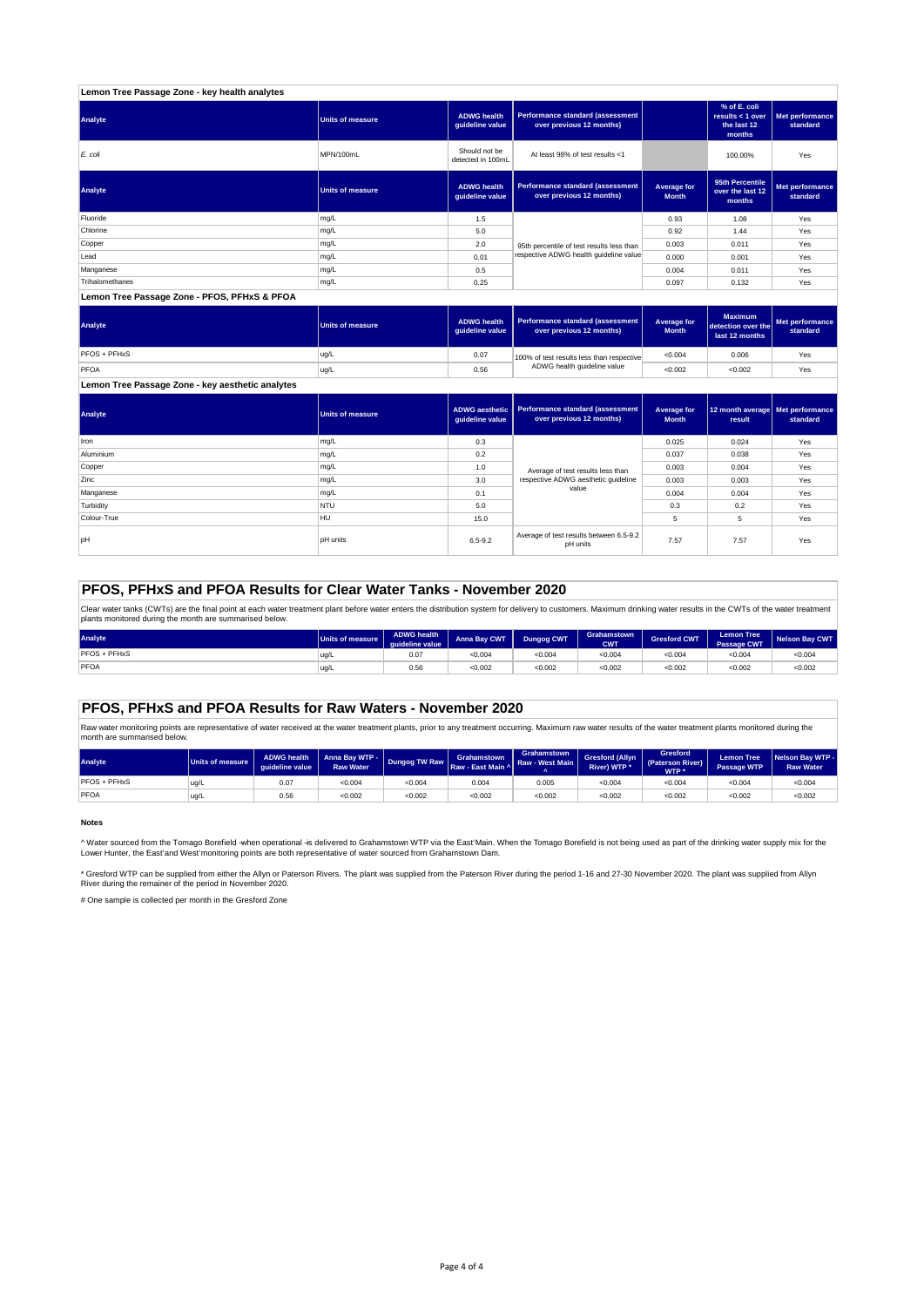**Lemon Tree Passage Zone - key health analytes**

| Analyte | Units of measure | ADWG health guideline value | Performance standard (assessment over previous 12 months) | | % of E. coli results < 1 over the last 12 months | Met performance standard |
|---|---|---|---|---|---|---|
| *E. coli* | MPN/100mL | Should not be detected in 100mL | At least 98% of test results <1 | | 100.00% | Yes |

| Analyte | Units of measure | ADWG health guideline value | Performance standard (assessment over previous 12 months) | Average for Month | 95th Percentile over the last 12 months | Met performance standard |
|---|---|---|---|---|---|---|
| Fluoride | mg/L | 1.5 | 95th percentile of test results less than respective ADWG health guideline value | 0.93 | 1.08 | Yes |
| Chlorine | mg/L | 5.0 | | 0.92 | 1.44 | Yes |
| Copper | mg/L | 2.0 | | 0.003 | 0.011 | Yes |
| Lead | mg/L | 0.01 | | 0.000 | 0.001 | Yes |
| Manganese | mg/L | 0.5 | | 0.004 | 0.011 | Yes |
| Trihalomethanes | mg/L | 0.25 | | 0.097 | 0.132 | Yes |

**Lemon Tree Passage Zone - PFOS, PFHxS & PFOA**

| Analyte | Units of measure | ADWG health guideline value | Performance standard (assessment over previous 12 months) | Average for Month | Maximum detection over the last 12 months | Met performance standard |
|---|---|---|---|---|---|---|
| PFOS + PFHxS | ug/L | 0.07 | 100% of test results less than respective ADWG health guideline value | <0.004 | 0.006 | Yes |
| PFOA | ug/L | 0.56 | | <0.002 | <0.002 | Yes |

**Lemon Tree Passage Zone - key aesthetic analytes**

| Analyte | Units of measure | ADWG aesthetic guideline value | Performance standard (assessment over previous 12 months) | Average for Month | 12 month average result | Met performance standard |
|---|---|---|---|---|---|---|
| Iron | mg/L | 0.3 | Average of test results less than respective ADWG aesthetic guideline value | 0.025 | 0.024 | Yes |
| Aluminium | mg/L | 0.2 | | 0.037 | 0.038 | Yes |
| Copper | mg/L | 1.0 | | 0.003 | 0.004 | Yes |
| Zinc | mg/L | 3.0 | | 0.003 | 0.003 | Yes |
| Manganese | mg/L | 0.1 | | 0.004 | 0.004 | Yes |
| Turbidity | NTU | 5.0 | | 0.3 | 0.2 | Yes |
| Colour-True | HU | 15.0 | | 5 | 5 | Yes |
| pH | pH units | 6.5-9.2 | Average of test results between 6.5-9.2 pH units | 7.57 | 7.57 | Yes |

## PFOS, PFHxS and PFOA Results for Clear Water Tanks - November 2020

Clear water tanks (CWTs) are the final point at each water treatment plant before water enters the distribution system for delivery to customers. Maximum drinking water results in the CWTs of the water treatment plants monitored during the month are summarised below.

| Analyte | Units of measure | ADWG health guideline value | Anna Bay CWT | Dungog CWT | Grahamstown CWT | Gresford CWT | Lemon Tree Passage CWT | Nelson Bay CWT |
|---|---|---|---|---|---|---|---|---|
| PFOS + PFHxS | ug/L | 0.07 | <0.004 | <0.004 | <0.004 | <0.004 | <0.004 | <0.004 |
| PFOA | ug/L | 0.56 | <0.002 | <0.002 | <0.002 | <0.002 | <0.002 | <0.002 |

## PFOS, PFHxS and PFOA Results for Raw Waters - November 2020

Raw water monitoring points are representative of water received at the water treatment plants, prior to any treatment occurring. Maximum raw water results of the water treatment plants monitored during the month are summarised below.

| Analyte | Units of measure | ADWG health guideline value | Anna Bay WTP - Raw Water | Dungog TW Raw | Grahamstown Raw - East Main ^ | Grahamstown Raw - West Main ^ | Gresford (Allyn River) WTP * | Gresford (Paterson River) WTP * | Lemon Tree Passage WTP | Nelson Bay WTP - Raw Water |
|---|---|---|---|---|---|---|---|---|---|---|
| PFOS + PFHxS | ug/L | 0.07 | <0.004 | <0.004 | 0.004 | 0.005 | <0.004 | <0.004 | <0.004 | <0.004 |
| PFOA | ug/L | 0.56 | <0.002 | <0.002 | <0.002 | <0.002 | <0.002 | <0.002 | <0.002 | <0.002 |

**Notes**

^ Water sourced from the Tomago Borefield -when operational -is delivered to Grahamstown WTP via the East Main. When the Tomago Borefield is not being used as part of the drinking water supply mix for the Lower Hunter, the East and West monitoring points are both representative of water sourced from Grahamstown Dam.

* Gresford WTP can be supplied from either the Allyn or Paterson Rivers. The plant was supplied from the Paterson River during the period 1-16 and 27-30 November 2020. The plant was supplied from Allyn River during the remainer of the period in November 2020.

# One sample is collected per month in the Gresford Zone